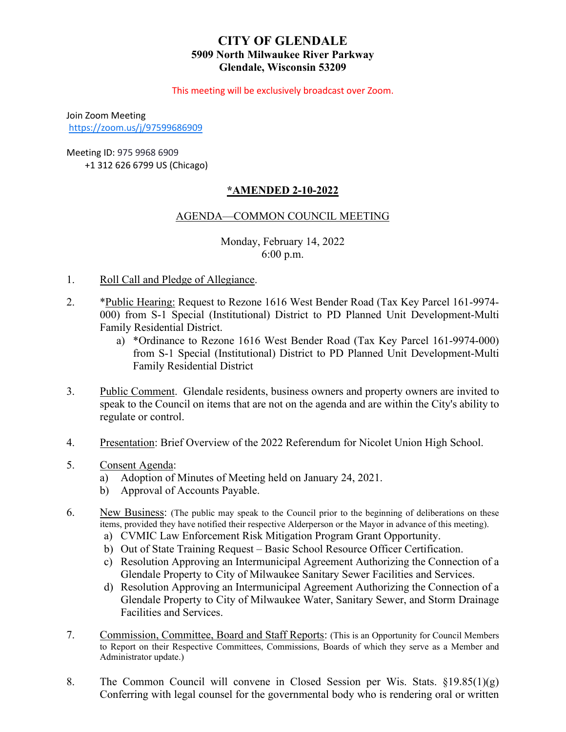# CITY OF GLENDALE

**5909 North Milwaukee River Parkway**
**Glendale, Wisconsin 53209**

This meeting will be exclusively broadcast over Zoom.

Join Zoom Meeting
https://zoom.us/j/97599686909

Meeting ID: 975 9968 6909
+1 312 626 6799 US (Chicago)

## *AMENDED 2-10-2022

## AGENDA—COMMON COUNCIL MEETING

Monday, February 14, 2022
6:00 p.m.

1. Roll Call and Pledge of Allegiance.

2. *Public Hearing: Request to Rezone 1616 West Bender Road (Tax Key Parcel 161-9974-000) from S-1 Special (Institutional) District to PD Planned Unit Development-Multi Family Residential District.
   a) *Ordinance to Rezone 1616 West Bender Road (Tax Key Parcel 161-9974-000) from S-1 Special (Institutional) District to PD Planned Unit Development-Multi Family Residential District

3. Public Comment. Glendale residents, business owners and property owners are invited to speak to the Council on items that are not on the agenda and are within the City's ability to regulate or control.

4. Presentation: Brief Overview of the 2022 Referendum for Nicolet Union High School.

5. Consent Agenda:
   a) Adoption of Minutes of Meeting held on January 24, 2021.
   b) Approval of Accounts Payable.

6. New Business: (The public may speak to the Council prior to the beginning of deliberations on these items, provided they have notified their respective Alderperson or the Mayor in advance of this meeting).
   a) CVMIC Law Enforcement Risk Mitigation Program Grant Opportunity.
   b) Out of State Training Request – Basic School Resource Officer Certification.
   c) Resolution Approving an Intermunicipal Agreement Authorizing the Connection of a Glendale Property to City of Milwaukee Sanitary Sewer Facilities and Services.
   d) Resolution Approving an Intermunicipal Agreement Authorizing the Connection of a Glendale Property to City of Milwaukee Water, Sanitary Sewer, and Storm Drainage Facilities and Services.

7. Commission, Committee, Board and Staff Reports: (This is an Opportunity for Council Members to Report on their Respective Committees, Commissions, Boards of which they serve as a Member and Administrator update.)

8. The Common Council will convene in Closed Session per Wis. Stats. §19.85(1)(g) Conferring with legal counsel for the governmental body who is rendering oral or written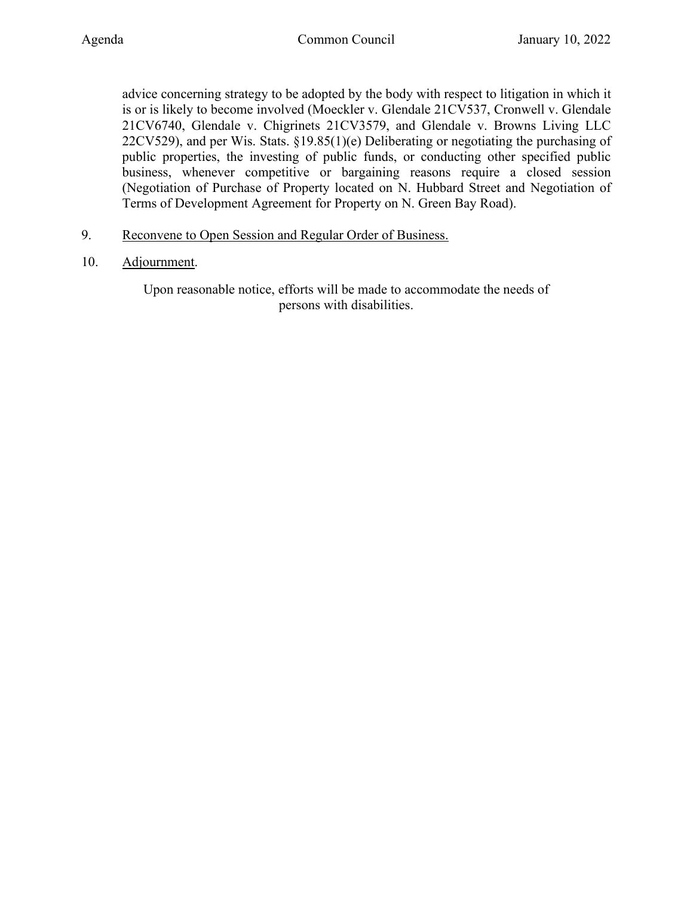advice concerning strategy to be adopted by the body with respect to litigation in which it is or is likely to become involved (Moeckler v. Glendale 21CV537, Cronwell v. Glendale 21CV6740, Glendale v. Chigrinets 21CV3579, and Glendale v. Browns Living LLC 22CV529), and per Wis. Stats. §19.85(1)(e) Deliberating or negotiating the purchasing of public properties, the investing of public funds, or conducting other specified public business, whenever competitive or bargaining reasons require a closed session (Negotiation of Purchase of Property located on N. Hubbard Street and Negotiation of Terms of Development Agreement for Property on N. Green Bay Road).

9. Reconvene to Open Session and Regular Order of Business.

10. Adjournment.

Upon reasonable notice, efforts will be made to accommodate the needs of persons with disabilities.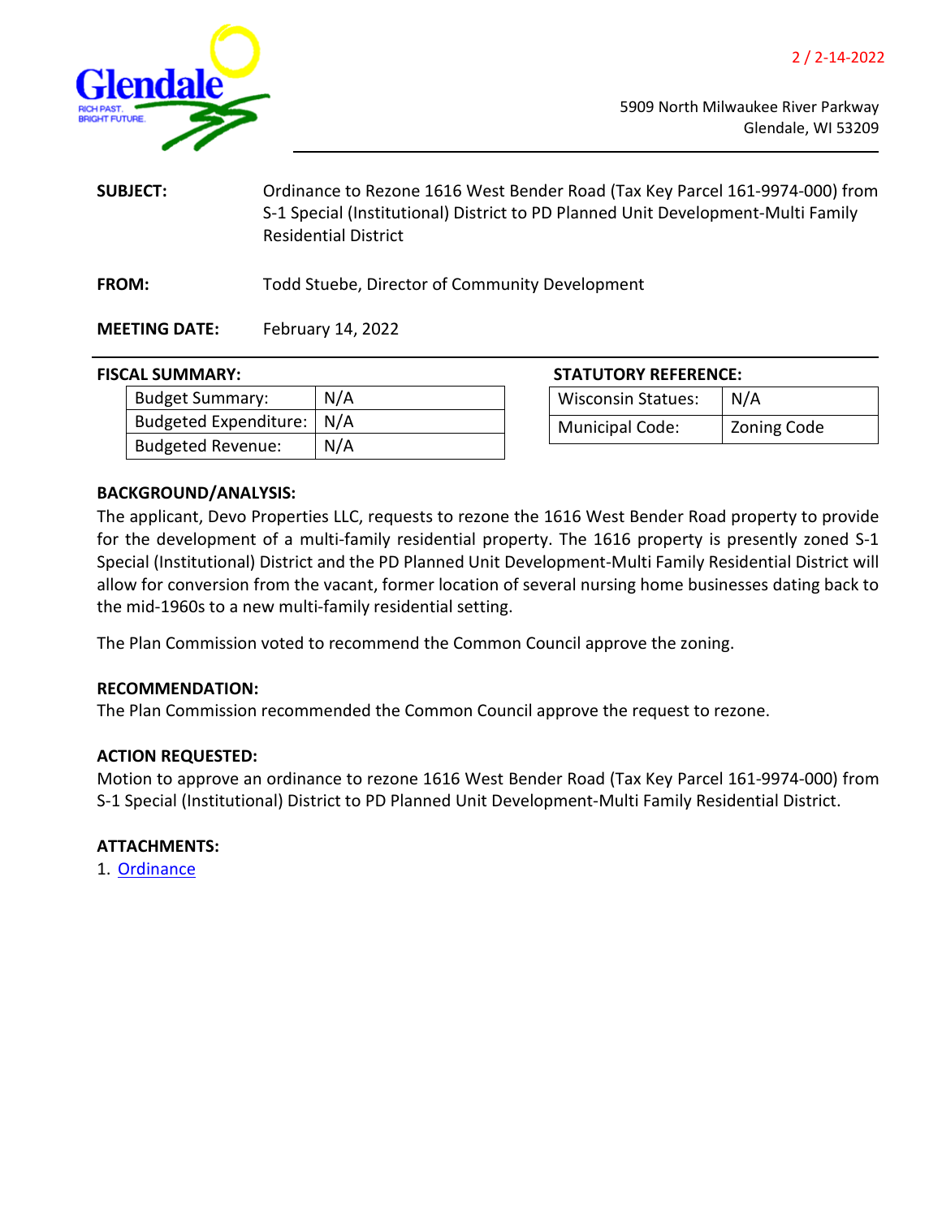2 / 2-14-2022

5909 North Milwaukee River Parkway
Glendale, WI 53209

**SUBJECT:** Ordinance to Rezone 1616 West Bender Road (Tax Key Parcel 161-9974-000) from S-1 Special (Institutional) District to PD Planned Unit Development-Multi Family Residential District

**FROM:** Todd Stuebe, Director of Community Development

**MEETING DATE:** February 14, 2022

**FISCAL SUMMARY:**

| | |
|---|---|
| Budget Summary: | N/A |
| Budgeted Expenditure: | N/A |
| Budgeted Revenue: | N/A |

**STATUTORY REFERENCE:**

| | |
|---|---|
| Wisconsin Statues: | N/A |
| Municipal Code: | Zoning Code |

**BACKGROUND/ANALYSIS:**

The applicant, Devo Properties LLC, requests to rezone the 1616 West Bender Road property to provide for the development of a multi-family residential property. The 1616 property is presently zoned S-1 Special (Institutional) District and the PD Planned Unit Development-Multi Family Residential District will allow for conversion from the vacant, former location of several nursing home businesses dating back to the mid-1960s to a new multi-family residential setting.

The Plan Commission voted to recommend the Common Council approve the zoning.

**RECOMMENDATION:**

The Plan Commission recommended the Common Council approve the request to rezone.

**ACTION REQUESTED:**

Motion to approve an ordinance to rezone 1616 West Bender Road (Tax Key Parcel 161-9974-000) from S-1 Special (Institutional) District to PD Planned Unit Development-Multi Family Residential District.

**ATTACHMENTS:**

1. Ordinance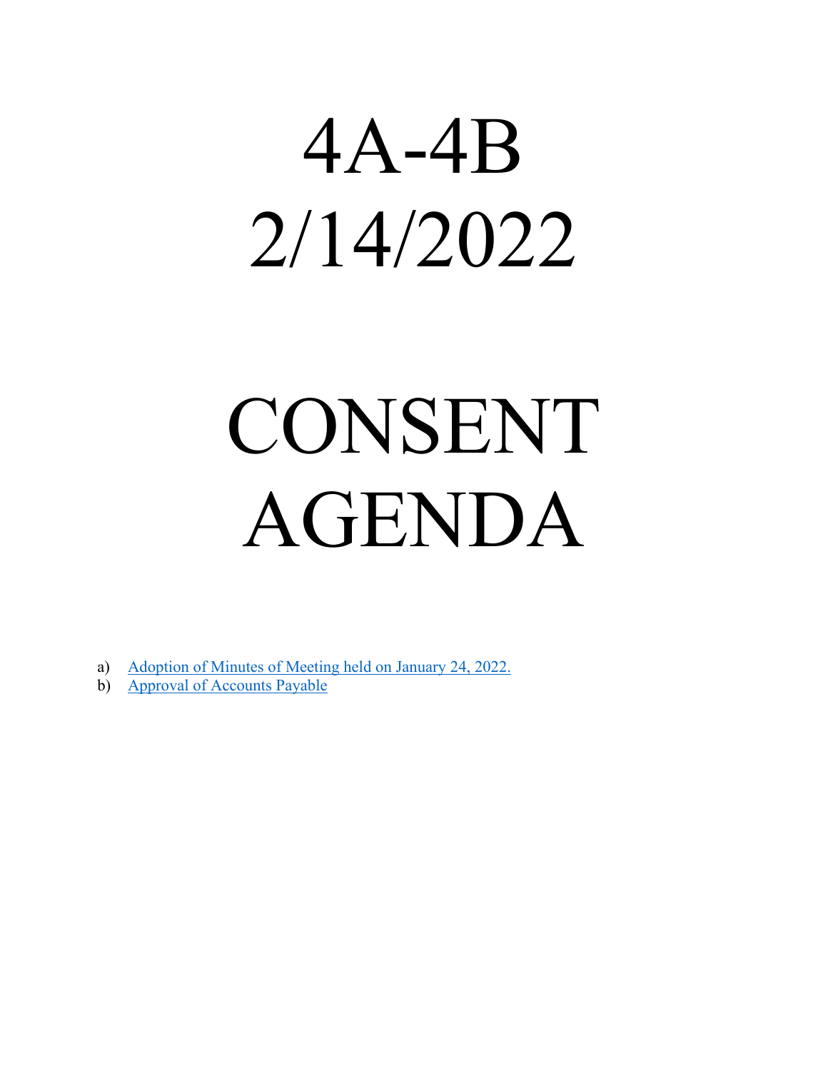# 4A-4B
# 2/14/2022

# CONSENT AGENDA

a) Adoption of Minutes of Meeting held on January 24, 2022.
b) Approval of Accounts Payable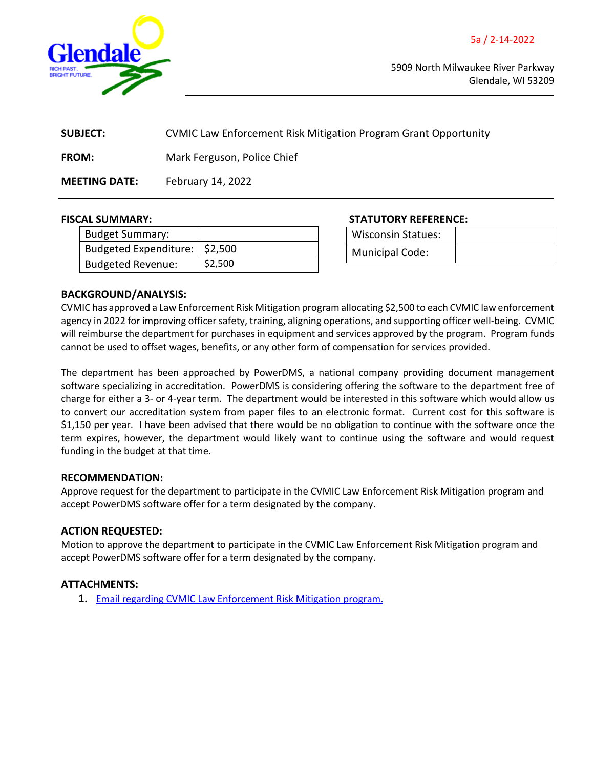5a / 2-14-2022

5909 North Milwaukee River Parkway
Glendale, WI 53209

**SUBJECT:** CVMIC Law Enforcement Risk Mitigation Program Grant Opportunity

**FROM:** Mark Ferguson, Police Chief

**MEETING DATE:** February 14, 2022

**FISCAL SUMMARY:**

| Budget Summary: | |
|---|---|
| Budgeted Expenditure: | $2,500 |
| Budgeted Revenue: | $2,500 |

**STATUTORY REFERENCE:**

| Wisconsin Statues: | |
|---|---|
| Municipal Code: | |

**BACKGROUND/ANALYSIS:**

CVMIC has approved a Law Enforcement Risk Mitigation program allocating $2,500 to each CVMIC law enforcement agency in 2022 for improving officer safety, training, aligning operations, and supporting officer well-being. CVMIC will reimburse the department for purchases in equipment and services approved by the program. Program funds cannot be used to offset wages, benefits, or any other form of compensation for services provided.

The department has been approached by PowerDMS, a national company providing document management software specializing in accreditation. PowerDMS is considering offering the software to the department free of charge for either a 3- or 4-year term. The department would be interested in this software which would allow us to convert our accreditation system from paper files to an electronic format. Current cost for this software is $1,150 per year. I have been advised that there would be no obligation to continue with the software once the term expires, however, the department would likely want to continue using the software and would request funding in the budget at that time.

**RECOMMENDATION:**

Approve request for the department to participate in the CVMIC Law Enforcement Risk Mitigation program and accept PowerDMS software offer for a term designated by the company.

**ACTION REQUESTED:**

Motion to approve the department to participate in the CVMIC Law Enforcement Risk Mitigation program and accept PowerDMS software offer for a term designated by the company.

**ATTACHMENTS:**

1. Email regarding CVMIC Law Enforcement Risk Mitigation program.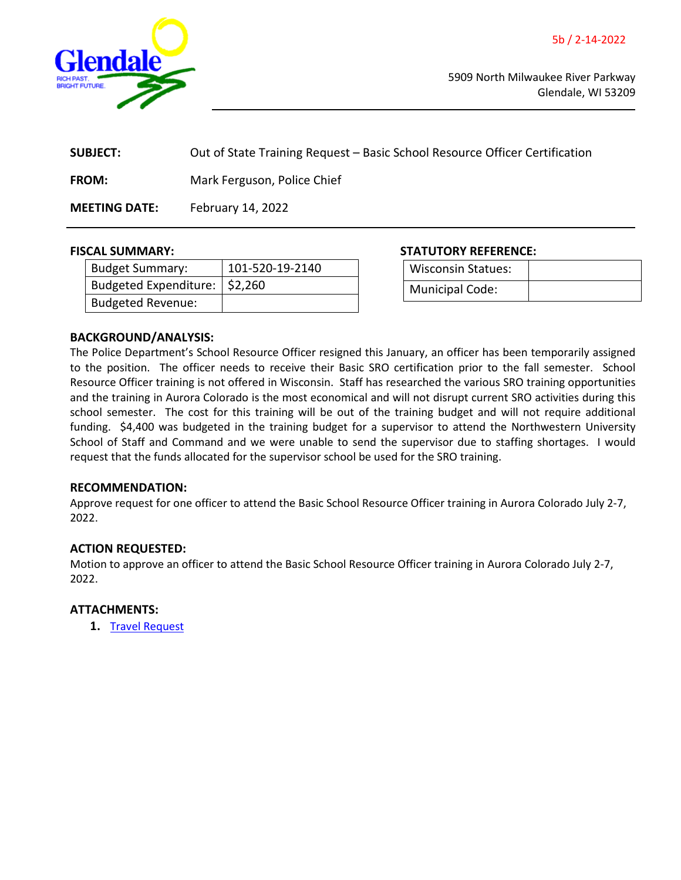5b / 2-14-2022

5909 North Milwaukee River Parkway
Glendale, WI 53209

**SUBJECT:** Out of State Training Request – Basic School Resource Officer Certification

**FROM:** Mark Ferguson, Police Chief

**MEETING DATE:** February 14, 2022

**FISCAL SUMMARY:**

| Budget Summary: | 101-520-19-2140 |
|---|---|
| Budgeted Expenditure: | $2,260 |
| Budgeted Revenue: | |

**STATUTORY REFERENCE:**

| Wisconsin Statues: | |
|---|---|
| Municipal Code: | |

**BACKGROUND/ANALYSIS:**

The Police Department's School Resource Officer resigned this January, an officer has been temporarily assigned to the position. The officer needs to receive their Basic SRO certification prior to the fall semester. School Resource Officer training is not offered in Wisconsin. Staff has researched the various SRO training opportunities and the training in Aurora Colorado is the most economical and will not disrupt current SRO activities during this school semester. The cost for this training will be out of the training budget and will not require additional funding. $4,400 was budgeted in the training budget for a supervisor to attend the Northwestern University School of Staff and Command and we were unable to send the supervisor due to staffing shortages. I would request that the funds allocated for the supervisor school be used for the SRO training.

**RECOMMENDATION:**

Approve request for one officer to attend the Basic School Resource Officer training in Aurora Colorado July 2-7, 2022.

**ACTION REQUESTED:**

Motion to approve an officer to attend the Basic School Resource Officer training in Aurora Colorado July 2-7, 2022.

**ATTACHMENTS:**

1. Travel Request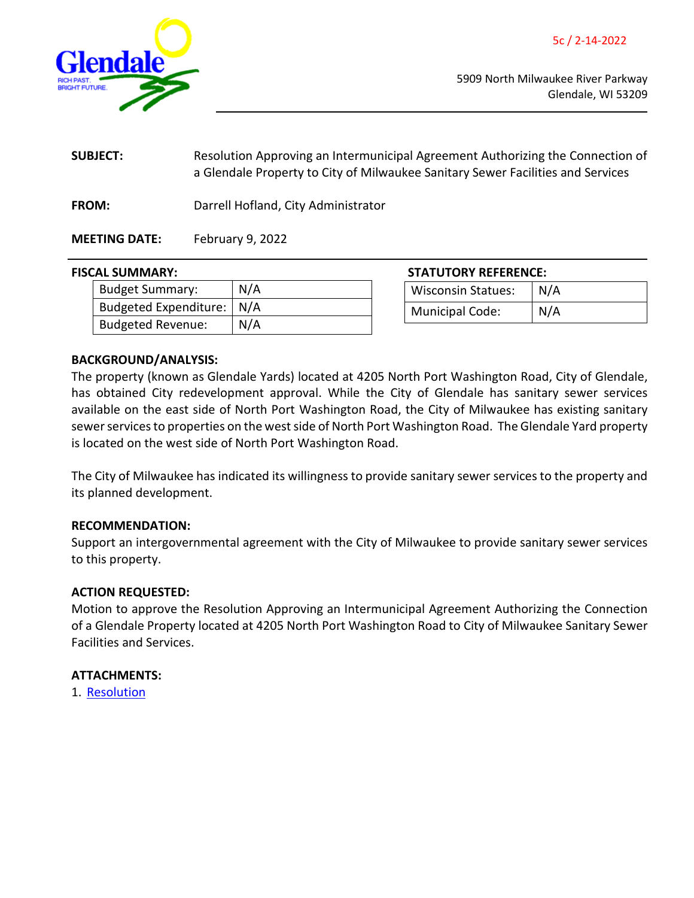5c / 2-14-2022

5909 North Milwaukee River Parkway
Glendale, WI 53209

**SUBJECT:** Resolution Approving an Intermunicipal Agreement Authorizing the Connection of a Glendale Property to City of Milwaukee Sanitary Sewer Facilities and Services

**FROM:** Darrell Hofland, City Administrator

**MEETING DATE:** February 9, 2022

**FISCAL SUMMARY:**

| | |
|---|---|
| Budget Summary: | N/A |
| Budgeted Expenditure: | N/A |
| Budgeted Revenue: | N/A |

**STATUTORY REFERENCE:**

| | |
|---|---|
| Wisconsin Statues: | N/A |
| Municipal Code: | N/A |

**BACKGROUND/ANALYSIS:**

The property (known as Glendale Yards) located at 4205 North Port Washington Road, City of Glendale, has obtained City redevelopment approval. While the City of Glendale has sanitary sewer services available on the east side of North Port Washington Road, the City of Milwaukee has existing sanitary sewer services to properties on the west side of North Port Washington Road. The Glendale Yard property is located on the west side of North Port Washington Road.

The City of Milwaukee has indicated its willingness to provide sanitary sewer services to the property and its planned development.

**RECOMMENDATION:**

Support an intergovernmental agreement with the City of Milwaukee to provide sanitary sewer services to this property.

**ACTION REQUESTED:**

Motion to approve the Resolution Approving an Intermunicipal Agreement Authorizing the Connection of a Glendale Property located at 4205 North Port Washington Road to City of Milwaukee Sanitary Sewer Facilities and Services.

**ATTACHMENTS:**

1. Resolution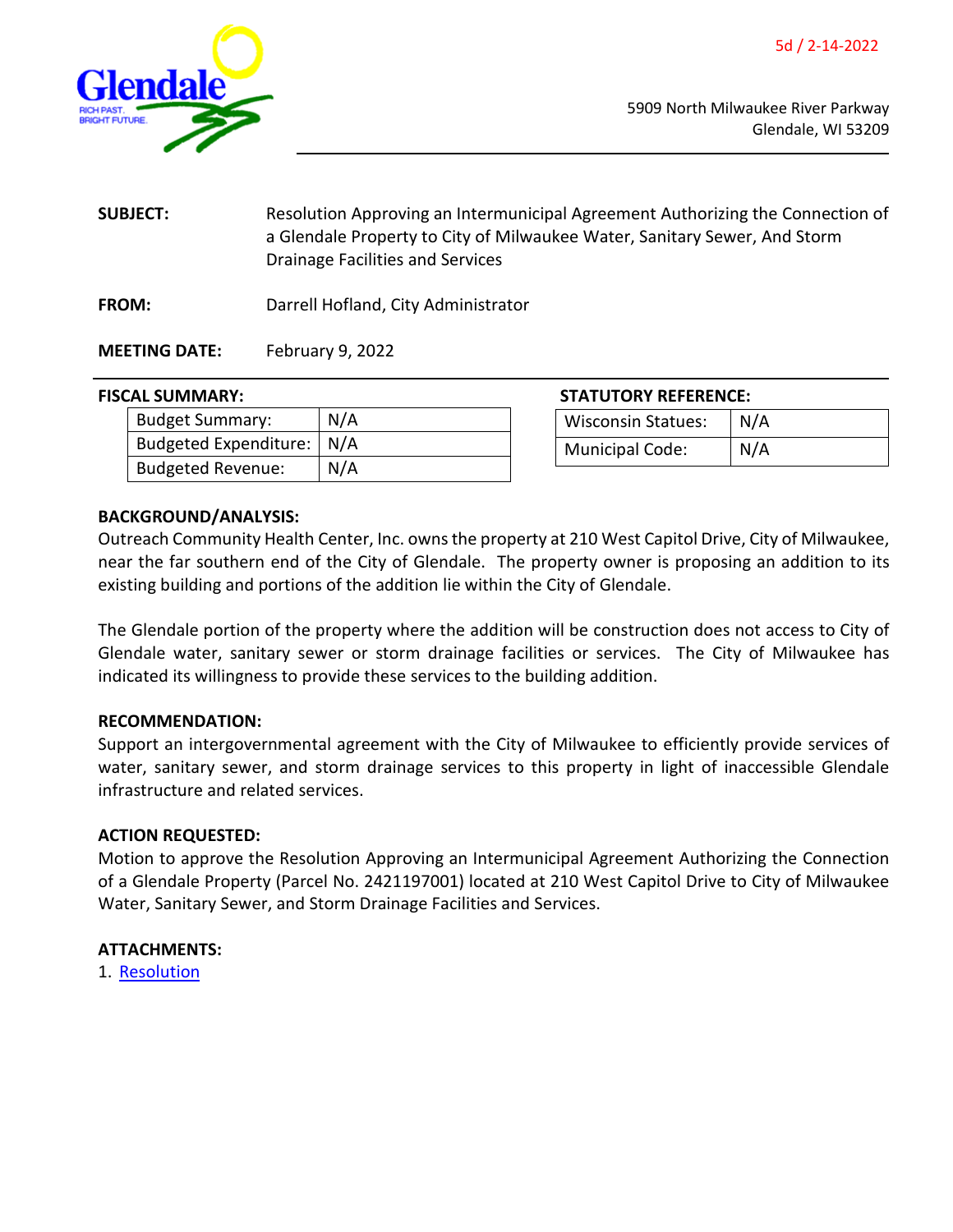5d / 2-14-2022

Glendale
RICH PAST. BRIGHT FUTURE.

5909 North Milwaukee River Parkway
Glendale, WI 53209

**SUBJECT:** Resolution Approving an Intermunicipal Agreement Authorizing the Connection of a Glendale Property to City of Milwaukee Water, Sanitary Sewer, And Storm Drainage Facilities and Services

**FROM:** Darrell Hofland, City Administrator

**MEETING DATE:** February 9, 2022

**FISCAL SUMMARY:**

| | |
|---|---|
| Budget Summary: | N/A |
| Budgeted Expenditure: | N/A |
| Budgeted Revenue: | N/A |

**STATUTORY REFERENCE:**

| | |
|---|---|
| Wisconsin Statues: | N/A |
| Municipal Code: | N/A |

**BACKGROUND/ANALYSIS:**

Outreach Community Health Center, Inc. owns the property at 210 West Capitol Drive, City of Milwaukee, near the far southern end of the City of Glendale. The property owner is proposing an addition to its existing building and portions of the addition lie within the City of Glendale.

The Glendale portion of the property where the addition will be construction does not access to City of Glendale water, sanitary sewer or storm drainage facilities or services. The City of Milwaukee has indicated its willingness to provide these services to the building addition.

**RECOMMENDATION:**

Support an intergovernmental agreement with the City of Milwaukee to efficiently provide services of water, sanitary sewer, and storm drainage services to this property in light of inaccessible Glendale infrastructure and related services.

**ACTION REQUESTED:**

Motion to approve the Resolution Approving an Intermunicipal Agreement Authorizing the Connection of a Glendale Property (Parcel No. 2421197001) located at 210 West Capitol Drive to City of Milwaukee Water, Sanitary Sewer, and Storm Drainage Facilities and Services.

**ATTACHMENTS:**

1. Resolution